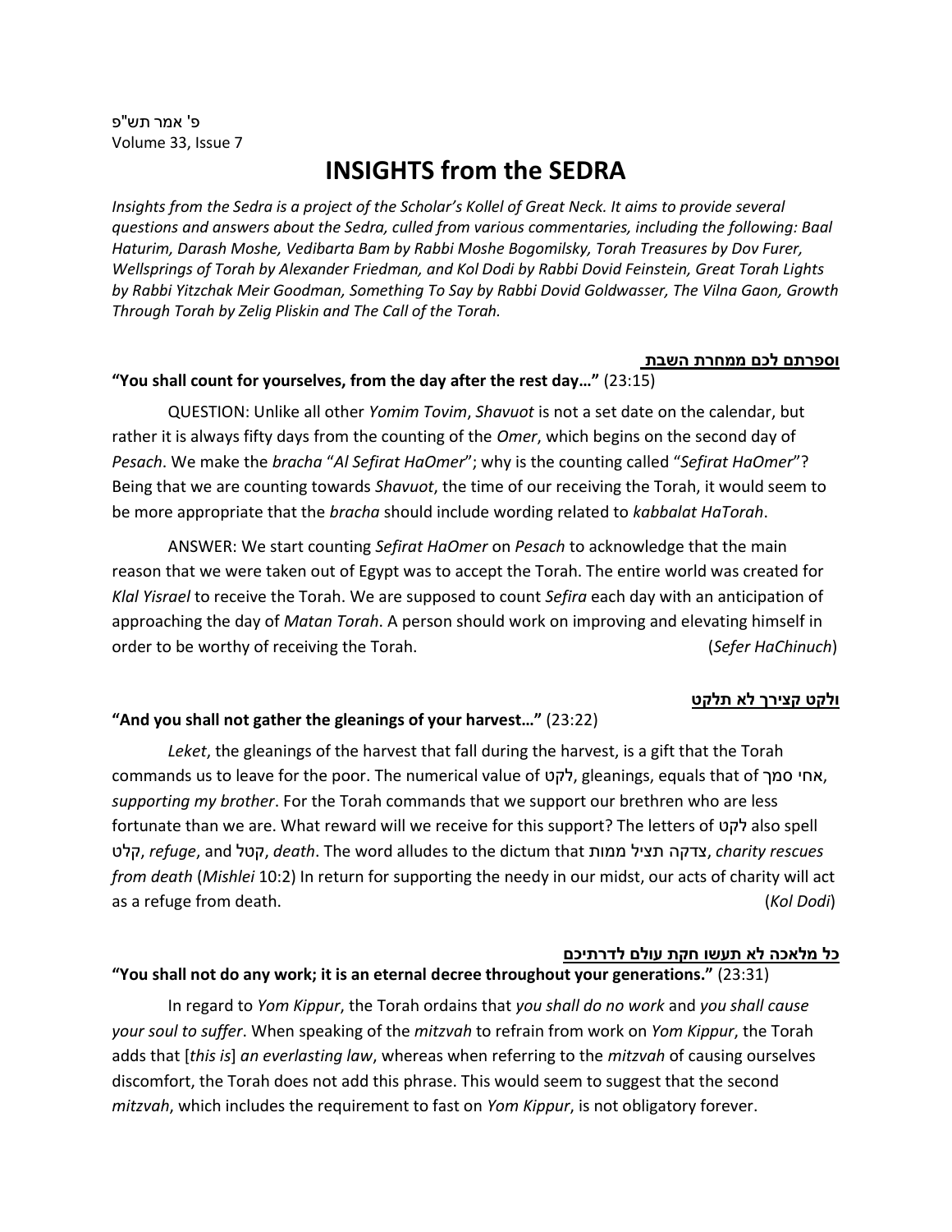פ' אמר תש"פ
Volume 33, Issue 7

# INSIGHTS from the SEDRA

*Insights from the Sedra is a project of the Scholar's Kollel of Great Neck. It aims to provide several questions and answers about the Sedra, culled from various commentaries, including the following: Baal Haturim, Darash Moshe, Vedibarta Bam by Rabbi Moshe Bogomilsky, Torah Treasures by Dov Furer, Wellsprings of Torah by Alexander Friedman, and Kol Dodi by Rabbi Dovid Feinstein, Great Torah Lights by Rabbi Yitzchak Meir Goodman, Something To Say by Rabbi Dovid Goldwasser, The Vilna Gaon, Growth Through Torah by Zelig Pliskin and The Call of the Torah.*

**וספרתם לכם ממחרת השבת**

**"You shall count for yourselves, from the day after the rest day…"** (23:15)

QUESTION: Unlike all other *Yomim Tovim*, *Shavuot* is not a set date on the calendar, but rather it is always fifty days from the counting of the *Omer*, which begins on the second day of *Pesach*. We make the *bracha* "*Al Sefirat HaOmer*"; why is the counting called "*Sefirat HaOmer*"? Being that we are counting towards *Shavuot*, the time of our receiving the Torah, it would seem to be more appropriate that the *bracha* should include wording related to *kabbalat HaTorah*.

ANSWER: We start counting *Sefirat HaOmer* on *Pesach* to acknowledge that the main reason that we were taken out of Egypt was to accept the Torah. The entire world was created for *Klal Yisrael* to receive the Torah. We are supposed to count *Sefira* each day with an anticipation of approaching the day of *Matan Torah*. A person should work on improving and elevating himself in order to be worthy of receiving the Torah. (*Sefer HaChinuch*)

**ולקט קצירך לא תלקט**

**"And you shall not gather the gleanings of your harvest…"** (23:22)

*Leket*, the gleanings of the harvest that fall during the harvest, is a gift that the Torah commands us to leave for the poor. The numerical value of לקט, gleanings, equals that of אחי סמך, *supporting my brother*. For the Torah commands that we support our brethren who are less fortunate than we are. What reward will we receive for this support? The letters of לקט also spell קלט, *refuge*, and קטל, *death*. The word alludes to the dictum that צדקה תציל ממות, *charity rescues from death* (*Mishlei* 10:2) In return for supporting the needy in our midst, our acts of charity will act as a refuge from death. (*Kol Dodi*)

**כל מלאכה לא תעשו חקת עולם לדרתיכם**

**"You shall not do any work; it is an eternal decree throughout your generations."** (23:31)

In regard to *Yom Kippur*, the Torah ordains that *you shall do no work* and *you shall cause your soul to suffer*. When speaking of the *mitzvah* to refrain from work on *Yom Kippur*, the Torah adds that [*this is*] *an everlasting law*, whereas when referring to the *mitzvah* of causing ourselves discomfort, the Torah does not add this phrase. This would seem to suggest that the second *mitzvah*, which includes the requirement to fast on *Yom Kippur*, is not obligatory forever.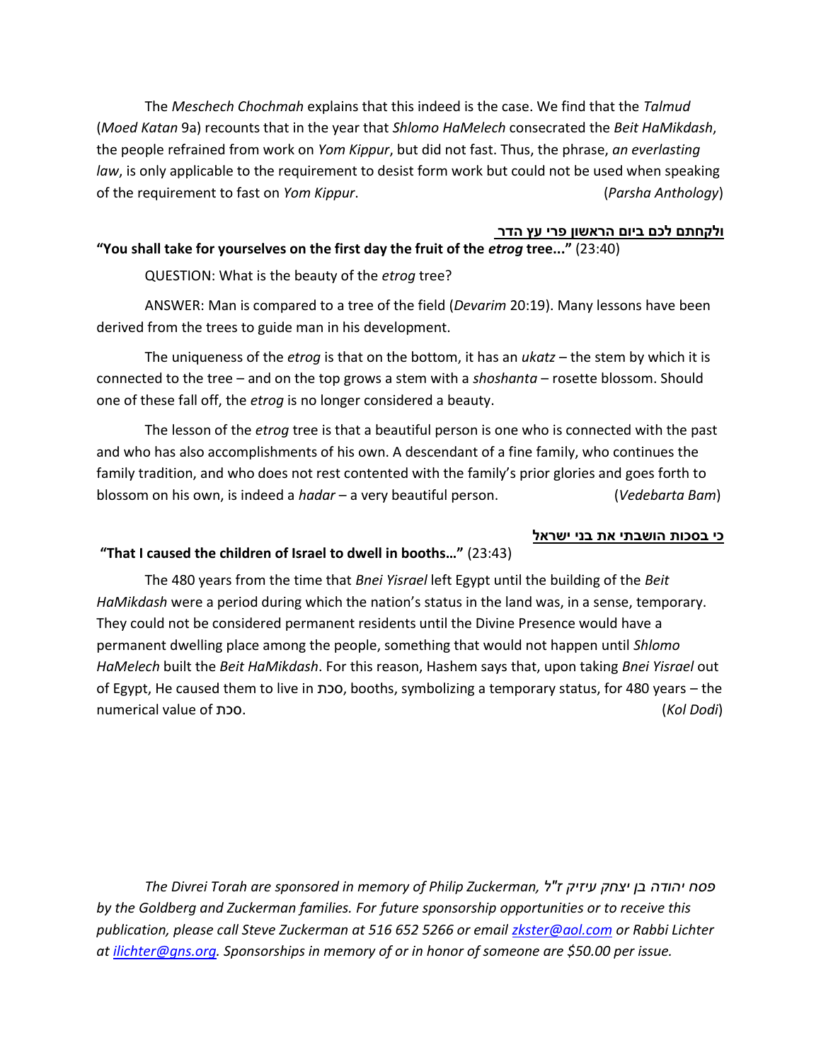The *Meschech Chochmah* explains that this indeed is the case. We find that the *Talmud* (*Moed Katan* 9a) recounts that in the year that *Shlomo HaMelech* consecrated the *Beit HaMikdash*, the people refrained from work on *Yom Kippur*, but did not fast. Thus, the phrase, *an everlasting law*, is only applicable to the requirement to desist form work but could not be used when speaking of the requirement to fast on *Yom Kippur*. (*Parsha Anthology*)

**ולקחתם לכם ביום הראשון פרי עץ הדר**

**"You shall take for yourselves on the first day the fruit of the *etrog* tree..."** (23:40)

QUESTION: What is the beauty of the *etrog* tree?

ANSWER: Man is compared to a tree of the field (*Devarim* 20:19). Many lessons have been derived from the trees to guide man in his development.

The uniqueness of the *etrog* is that on the bottom, it has an *ukatz* – the stem by which it is connected to the tree – and on the top grows a stem with a *shoshanta* – rosette blossom. Should one of these fall off, the *etrog* is no longer considered a beauty.

The lesson of the *etrog* tree is that a beautiful person is one who is connected with the past and who has also accomplishments of his own. A descendant of a fine family, who continues the family tradition, and who does not rest contented with the family's prior glories and goes forth to blossom on his own, is indeed a *hadar* – a very beautiful person. (*Vedebarta Bam*)

**כי בסכות הושבתי את בני ישראל**

**"That I caused the children of Israel to dwell in booths..."** (23:43)

The 480 years from the time that *Bnei Yisrael* left Egypt until the building of the *Beit HaMikdash* were a period during which the nation's status in the land was, in a sense, temporary. They could not be considered permanent residents until the Divine Presence would have a permanent dwelling place among the people, something that would not happen until *Shlomo HaMelech* built the *Beit HaMikdash*. For this reason, Hashem says that, upon taking *Bnei Yisrael* out of Egypt, He caused them to live in סכת, booths, symbolizing a temporary status, for 480 years – the numerical value of סכת. (*Kol Dodi*)

*The Divrei Torah are sponsored in memory of Philip Zuckerman, פסח יהודה בן יצחק עיזיק ז"ל by the Goldberg and Zuckerman families. For future sponsorship opportunities or to receive this publication, please call Steve Zuckerman at 516 652 5266 or email zkster@aol.com or Rabbi Lichter at ilichter@gns.org. Sponsorships in memory of or in honor of someone are $50.00 per issue.*